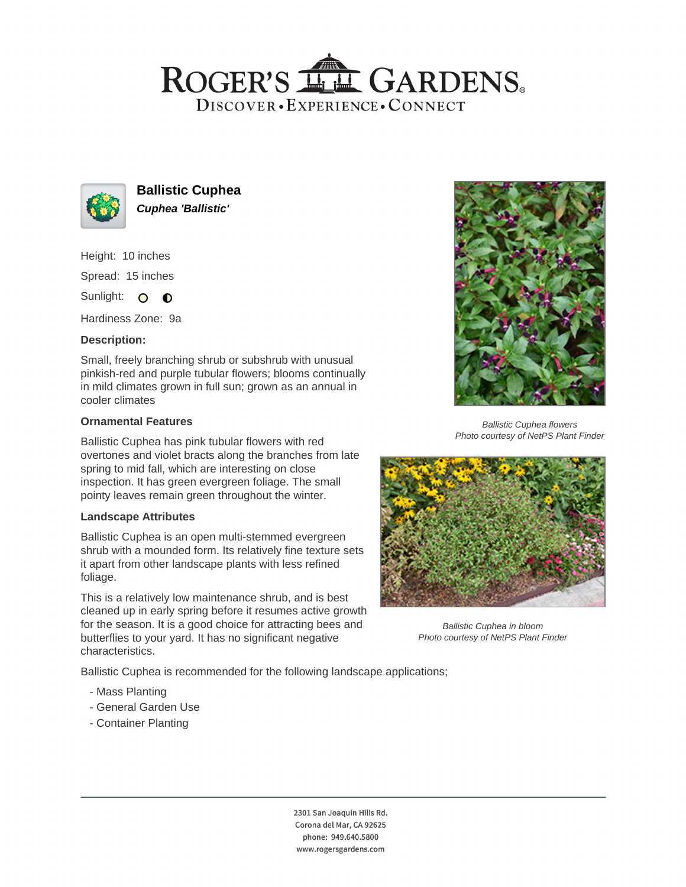# Ballistic Cuphea

***Cuphea 'Ballistic'***

Height: 10 inches

Spread: 15 inches

Sunlight:

Hardiness Zone: 9a

**Description:**

Small, freely branching shrub or subshrub with unusual pinkish-red and purple tubular flowers; blooms continually in mild climates grown in full sun; grown as an annual in cooler climates

### Ornamental Features

Ballistic Cuphea has pink tubular flowers with red overtones and violet bracts along the branches from late spring to mid fall, which are interesting on close inspection. It has green evergreen foliage. The small pointy leaves remain green throughout the winter.

### Landscape Attributes

Ballistic Cuphea is an open multi-stemmed evergreen shrub with a mounded form. Its relatively fine texture sets it apart from other landscape plants with less refined foliage.

This is a relatively low maintenance shrub, and is best cleaned up in early spring before it resumes active growth for the season. It is a good choice for attracting bees and butterflies to your yard. It has no significant negative characteristics.

Ballistic Cuphea is recommended for the following landscape applications;

- Mass Planting
- General Garden Use
- Container Planting

*Ballistic Cuphea flowers*
*Photo courtesy of NetPS Plant Finder*

*Ballistic Cuphea in bloom*
*Photo courtesy of NetPS Plant Finder*

2301 San Joaquin Hills Rd.
Corona del Mar, CA 92625
phone: 949.640.5800
www.rogersgardens.com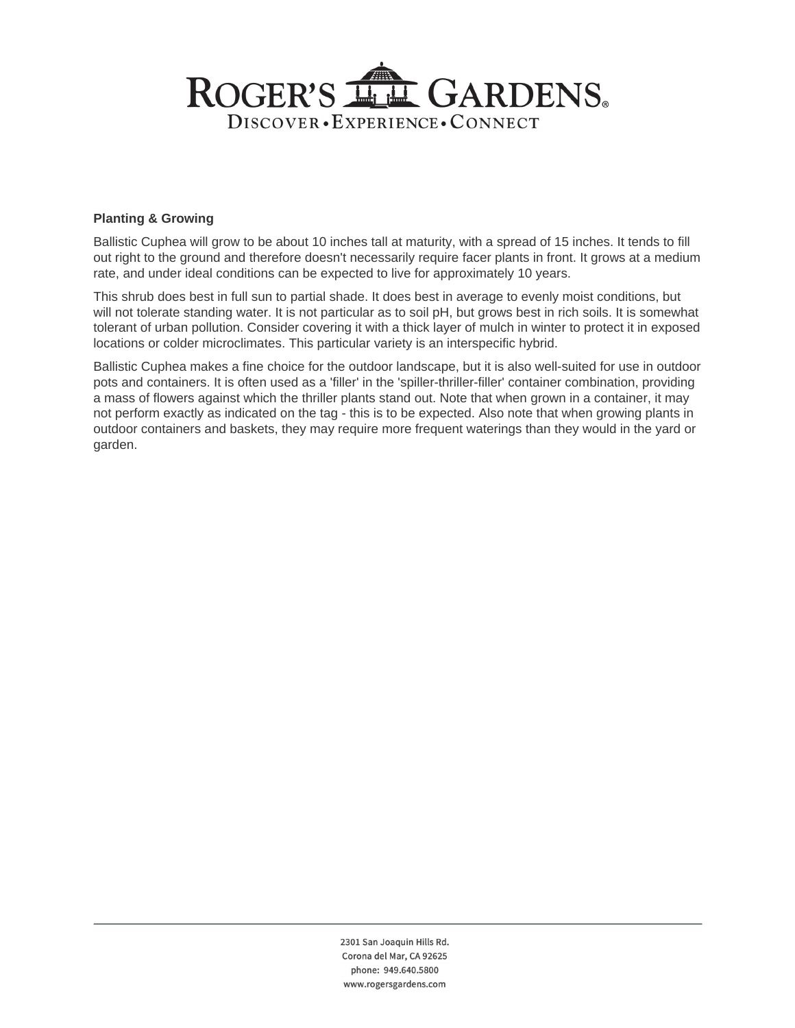## Planting & Growing

Ballistic Cuphea will grow to be about 10 inches tall at maturity, with a spread of 15 inches. It tends to fill out right to the ground and therefore doesn't necessarily require facer plants in front. It grows at a medium rate, and under ideal conditions can be expected to live for approximately 10 years.

This shrub does best in full sun to partial shade. It does best in average to evenly moist conditions, but will not tolerate standing water. It is not particular as to soil pH, but grows best in rich soils. It is somewhat tolerant of urban pollution. Consider covering it with a thick layer of mulch in winter to protect it in exposed locations or colder microclimates. This particular variety is an interspecific hybrid.

Ballistic Cuphea makes a fine choice for the outdoor landscape, but it is also well-suited for use in outdoor pots and containers. It is often used as a 'filler' in the 'spiller-thriller-filler' container combination, providing a mass of flowers against which the thriller plants stand out. Note that when grown in a container, it may not perform exactly as indicated on the tag - this is to be expected. Also note that when growing plants in outdoor containers and baskets, they may require more frequent waterings than they would in the yard or garden.